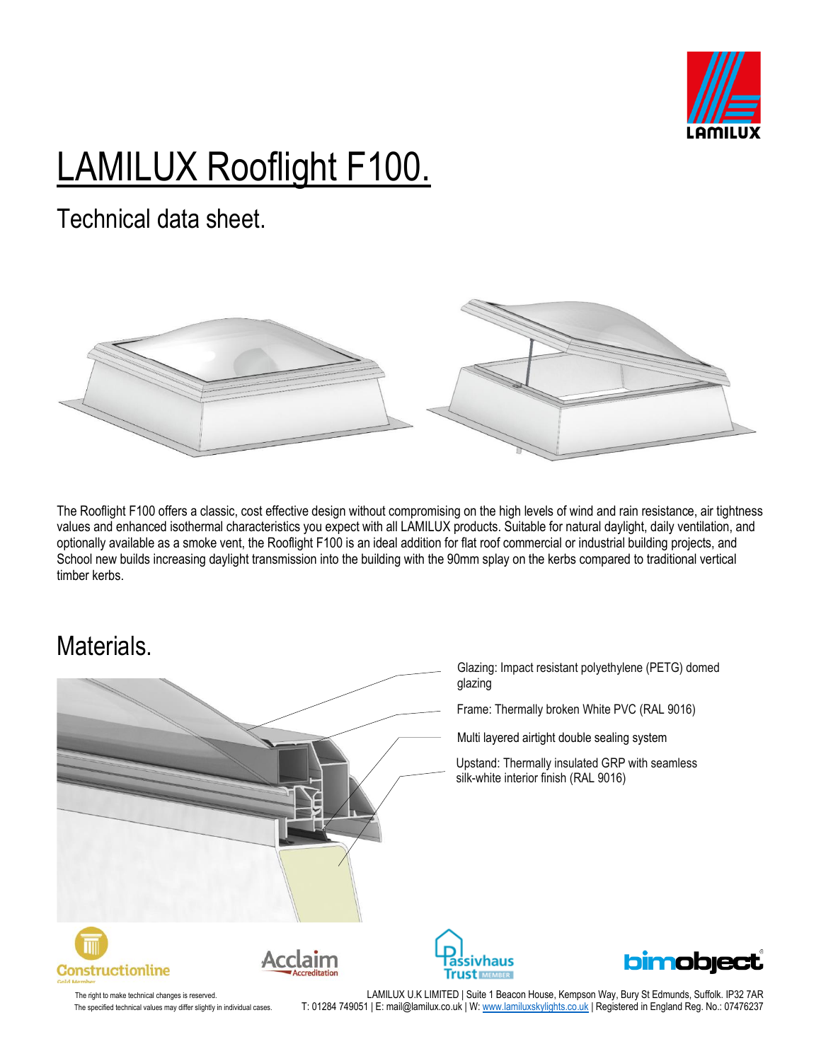# LAMILUX Rooflight F100.

## Technical data sheet.

The Rooflight F100 offers a classic, cost effective design without compromising on the high levels of wind and rain resistance, air tightness values and enhanced isothermal characteristics you expect with all LAMILUX products. Suitable for natural daylight, daily ventilation, and optionally available as a smoke vent, the Rooflight F100 is an ideal addition for flat roof commercial or industrial building projects, and School new builds increasing daylight transmission into the building with the 90mm splay on the kerbs compared to traditional vertical timber kerbs.

## Materials.

Glazing: Impact resistant polyethylene (PETG) domed glazing

Frame: Thermally broken White PVC (RAL 9016)

Multi layered airtight double sealing system

Upstand: Thermally insulated GRP with seamless silk-white interior finish (RAL 9016)

The right to make technical changes is reserved.
The specified technical values may differ slightly in individual cases.

LAMILUX U.K LIMITED | Suite 1 Beacon House, Kempson Way, Bury St Edmunds, Suffolk. IP32 7AR
T: 01284 749051 | E: mail@lamilux.co.uk | W: www.lamiluxskylights.co.uk | Registered in England Reg. No.: 07476237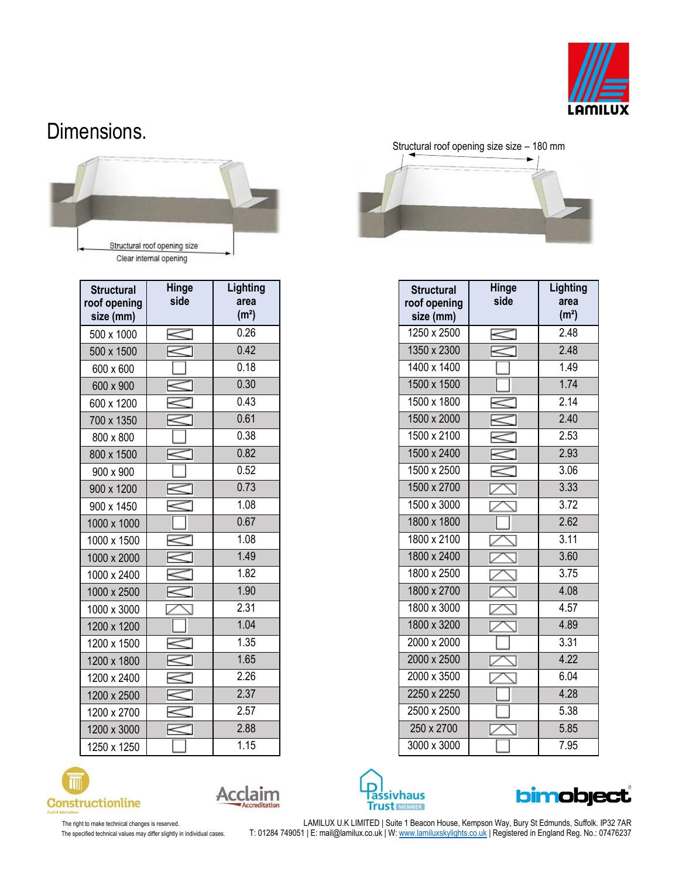# Dimensions.

Structural roof opening size

Clear internal opening

Structural roof opening size size – 180 mm

| Structural roof opening size (mm) | Hinge side | Lighting area (m²) |
|---|---|---|
| 500 x 1000 | | 0.26 |
| 500 x 1500 | | 0.42 |
| 600 x 600 | | 0.18 |
| 600 x 900 | | 0.30 |
| 600 x 1200 | | 0.43 |
| 700 x 1350 | | 0.61 |
| 800 x 800 | | 0.38 |
| 800 x 1500 | | 0.82 |
| 900 x 900 | | 0.52 |
| 900 x 1200 | | 0.73 |
| 900 x 1450 | | 1.08 |
| 1000 x 1000 | | 0.67 |
| 1000 x 1500 | | 1.08 |
| 1000 x 2000 | | 1.49 |
| 1000 x 2400 | | 1.82 |
| 1000 x 2500 | | 1.90 |
| 1000 x 3000 | | 2.31 |
| 1200 x 1200 | | 1.04 |
| 1200 x 1500 | | 1.35 |
| 1200 x 1800 | | 1.65 |
| 1200 x 2400 | | 2.26 |
| 1200 x 2500 | | 2.37 |
| 1200 x 2700 | | 2.57 |
| 1200 x 3000 | | 2.88 |
| 1250 x 1250 | | 1.15 |

| Structural roof opening size (mm) | Hinge side | Lighting area (m²) |
|---|---|---|
| 1250 x 2500 | | 2.48 |
| 1350 x 2300 | | 2.48 |
| 1400 x 1400 | | 1.49 |
| 1500 x 1500 | | 1.74 |
| 1500 x 1800 | | 2.14 |
| 1500 x 2000 | | 2.40 |
| 1500 x 2100 | | 2.53 |
| 1500 x 2400 | | 2.93 |
| 1500 x 2500 | | 3.06 |
| 1500 x 2700 | | 3.33 |
| 1500 x 3000 | | 3.72 |
| 1800 x 1800 | | 2.62 |
| 1800 x 2100 | | 3.11 |
| 1800 x 2400 | | 3.60 |
| 1800 x 2500 | | 3.75 |
| 1800 x 2700 | | 4.08 |
| 1800 x 3000 | | 4.57 |
| 1800 x 3200 | | 4.89 |
| 2000 x 2000 | | 3.31 |
| 2000 x 2500 | | 4.22 |
| 2000 x 3500 | | 6.04 |
| 2250 x 2250 | | 4.28 |
| 2500 x 2500 | | 5.38 |
| 250 x 2700 | | 5.85 |
| 3000 x 3000 | | 7.95 |

The right to make technical changes is reserved.
The specified technical values may differ slightly in individual cases.

LAMILUX U.K LIMITED | Suite 1 Beacon House, Kempson Way, Bury St Edmunds, Suffolk. IP32 7AR
T: 01284 749051 | E: mail@lamilux.co.uk | W: www.lamiluxskylights.co.uk | Registered in England Reg. No.: 07476237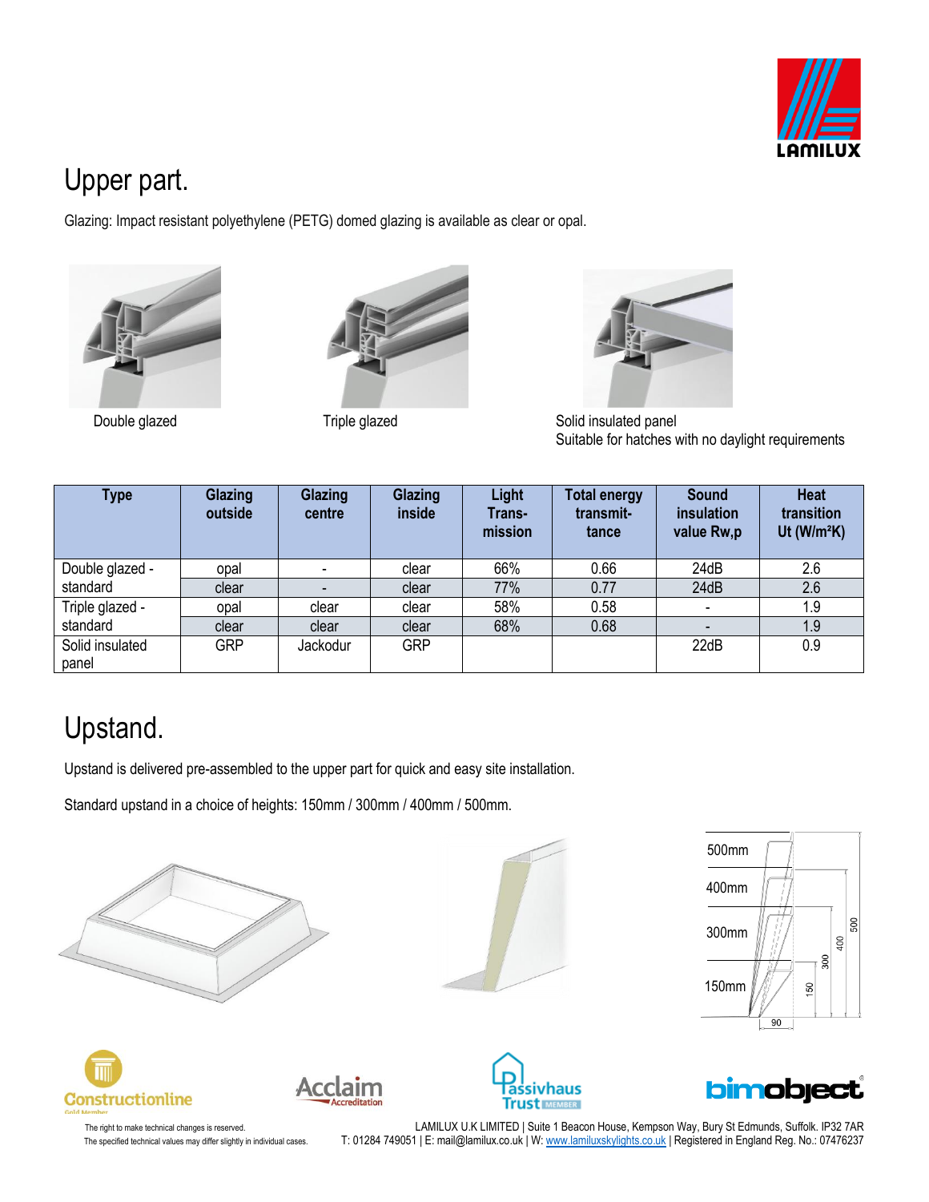# Upper part.

Glazing: Impact resistant polyethylene (PETG) domed glazing is available as clear or opal.

Double glazed

Triple glazed

Solid insulated panel
Suitable for hatches with no daylight requirements

| Type | Glazing outside | Glazing centre | Glazing inside | Light Trans-mission | Total energy transmit-tance | Sound insulation value Rw,p | Heat transition Ut (W/m²K) |
|---|---|---|---|---|---|---|---|
| Double glazed - standard | opal | - | clear | 66% | 0.66 | 24dB | 2.6 |
| | clear | - | clear | 77% | 0.77 | 24dB | 2.6 |
| Triple glazed - standard | opal | clear | clear | 58% | 0.58 | - | 1.9 |
| | clear | clear | clear | 68% | 0.68 | - | 1.9 |
| Solid insulated panel | GRP | Jackodur | GRP | | | 22dB | 0.9 |

# Upstand.

Upstand is delivered pre-assembled to the upper part for quick and easy site installation.

Standard upstand in a choice of heights: 150mm / 300mm / 400mm / 500mm.

500mm
400mm
300mm
150mm

The right to make technical changes is reserved.
The specified technical values may differ slightly in individual cases.

LAMILUX U.K LIMITED | Suite 1 Beacon House, Kempson Way, Bury St Edmunds, Suffolk. IP32 7AR
T: 01284 749051 | E: mail@lamilux.co.uk | W: www.lamiluxskylights.co.uk | Registered in England Reg. No.: 07476237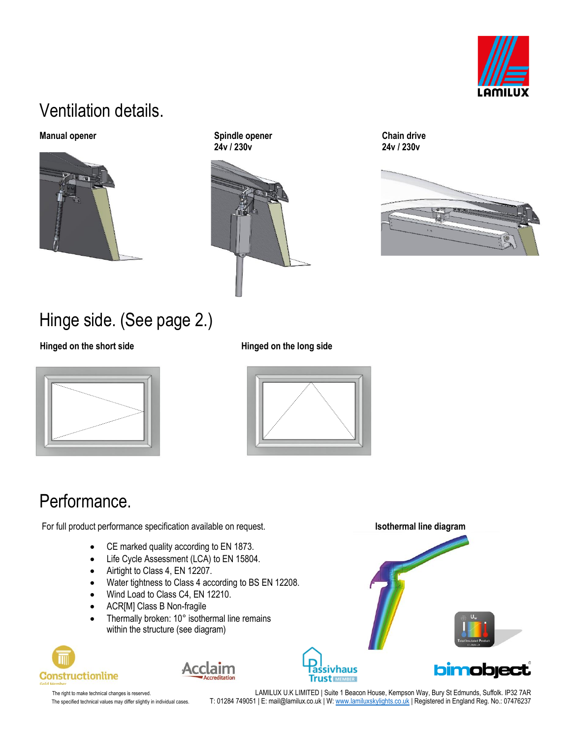# Ventilation details.

**Manual opener**

**Spindle opener**
**24v / 230v**

**Chain drive**
**24v / 230v**

# Hinge side. (See page 2.)

**Hinged on the short side**

**Hinged on the long side**

# Performance.

For full product performance specification available on request.

- CE marked quality according to EN 1873.
- Life Cycle Assessment (LCA) to EN 15804.
- Airtight to Class 4, EN 12207.
- Water tightness to Class 4 according to BS EN 12208.
- Wind Load to Class C4, EN 12210.
- ACR[M] Class B Non-fragile
- Thermally broken: 10° isothermal line remains within the structure (see diagram)

**Isothermal line diagram**

The right to make technical changes is reserved.
The specified technical values may differ slightly in individual cases.

LAMILUX U.K LIMITED | Suite 1 Beacon House, Kempson Way, Bury St Edmunds, Suffolk. IP32 7AR
T: 01284 749051 | E: mail@lamilux.co.uk | W: www.lamiluxskylights.co.uk | Registered in England Reg. No.: 07476237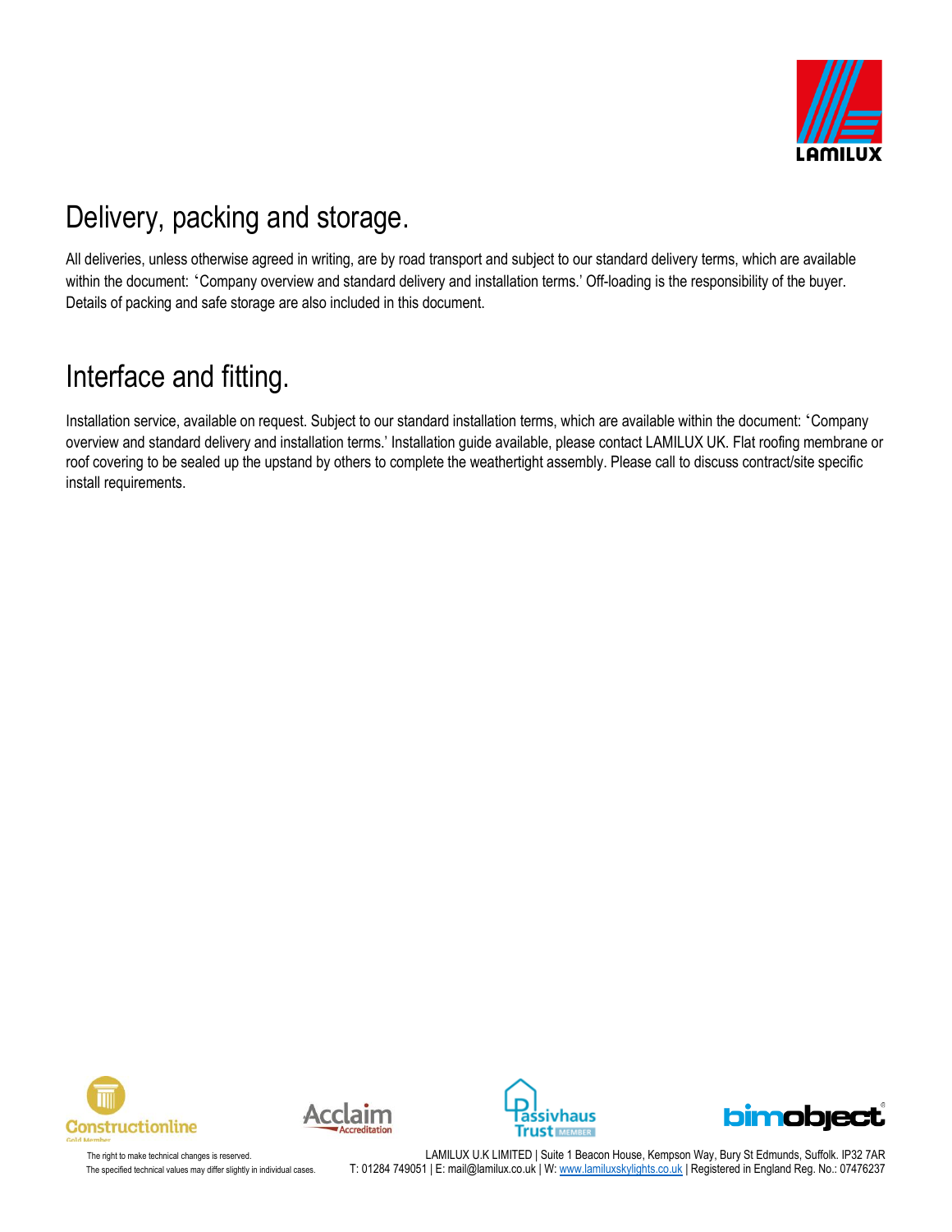## Delivery, packing and storage.

All deliveries, unless otherwise agreed in writing, are by road transport and subject to our standard delivery terms, which are available within the document: 'Company overview and standard delivery and installation terms.' Off-loading is the responsibility of the buyer. Details of packing and safe storage are also included in this document.

## Interface and fitting.

Installation service, available on request. Subject to our standard installation terms, which are available within the document: 'Company overview and standard delivery and installation terms.' Installation guide available, please contact LAMILUX UK. Flat roofing membrane or roof covering to be sealed up the upstand by others to complete the weathertight assembly. Please call to discuss contract/site specific install requirements.